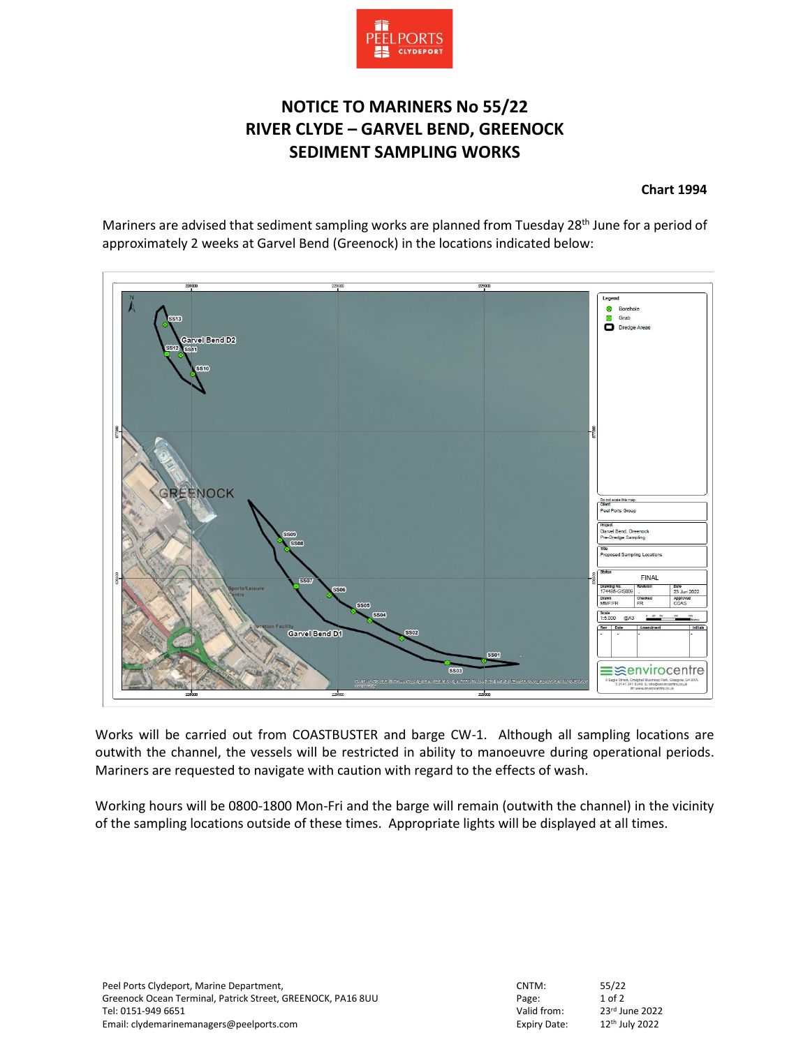# NOTICE TO MARINERS No 55/22
# RIVER CLYDE – GARVEL BEND, GREENOCK
# SEDIMENT SAMPLING WORKS

**Chart 1994**

Mariners are advised that sediment sampling works are planned from Tuesday 28th June for a period of approximately 2 weeks at Garvel Bend (Greenock) in the locations indicated below:

Works will be carried out from COASTBUSTER and barge CW-1. Although all sampling locations are outwith the channel, the vessels will be restricted in ability to manoeuvre during operational periods. Mariners are requested to navigate with caution with regard to the effects of wash.

Working hours will be 0800-1800 Mon-Fri and the barge will remain (outwith the channel) in the vicinity of the sampling locations outside of these times. Appropriate lights will be displayed at all times.

Peel Ports Clydeport, Marine Department,
Greenock Ocean Terminal, Patrick Street, GREENOCK, PA16 8UU
Tel: 0151-949 6651
Email: clydemarinemanagers@peelports.com

| | |
|---|---|
| CNTM: | 55/22 |
| Valid from: | 23rd June 2022 |
| Expiry Date: | 12th July 2022 |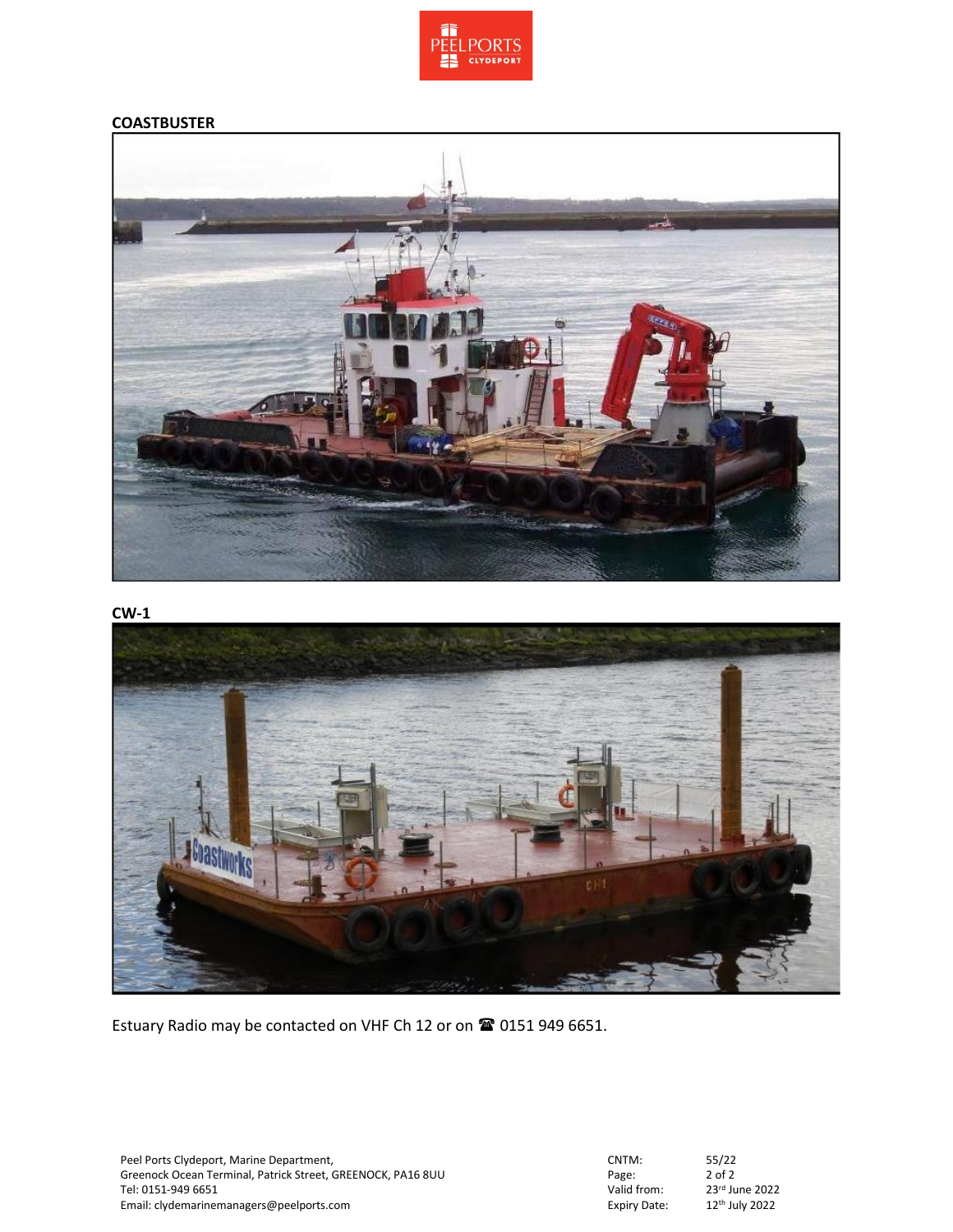**COASTBUSTER**

**CW-1**

Estuary Radio may be contacted on VHF Ch 12 or on ☎ 0151 949 6651.

Peel Ports Clydeport, Marine Department,
Greenock Ocean Terminal, Patrick Street, GREENOCK, PA16 8UU
Tel: 0151-949 6651
Email: clydemarinemanagers@peelports.com

| | |
|---|---|
| CNTM: | 55/22 |
| Valid from: | 23rd June 2022 |
| Expiry Date: | 12th July 2022 |